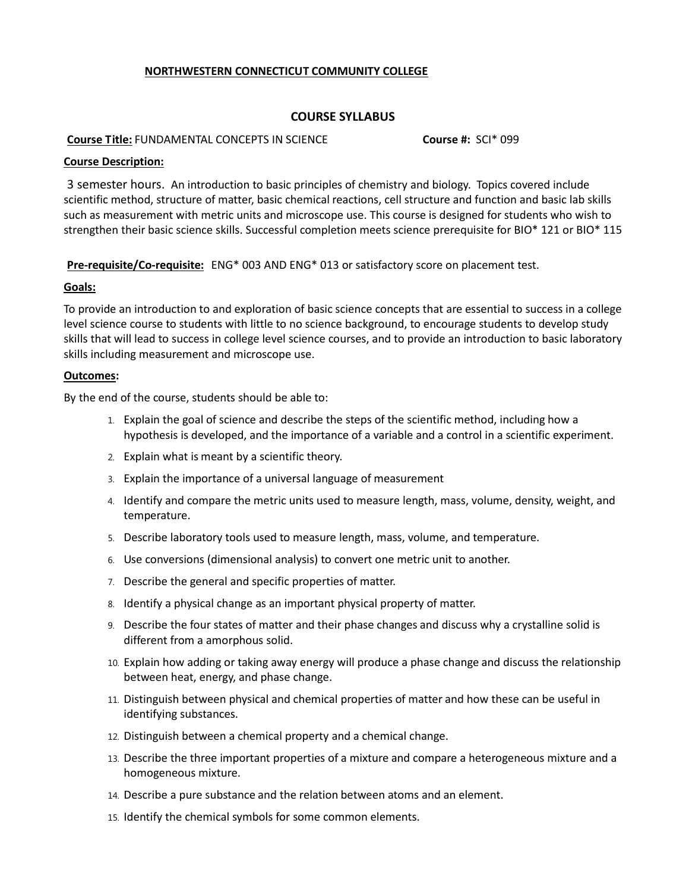**NORTHWESTERN CONNECTICUT COMMUNITY COLLEGE**

## COURSE SYLLABUS

**Course Title:** FUNDAMENTAL CONCEPTS IN SCIENCE **Course #:** SCI* 099

**Course Description:**

3 semester hours. An introduction to basic principles of chemistry and biology. Topics covered include scientific method, structure of matter, basic chemical reactions, cell structure and function and basic lab skills such as measurement with metric units and microscope use. This course is designed for students who wish to strengthen their basic science skills. Successful completion meets science prerequisite for BIO* 121 or BIO* 115

**Pre-requisite/Co-requisite:** ENG* 003 AND ENG* 013 or satisfactory score on placement test.

**Goals:**

To provide an introduction to and exploration of basic science concepts that are essential to success in a college level science course to students with little to no science background, to encourage students to develop study skills that will lead to success in college level science courses, and to provide an introduction to basic laboratory skills including measurement and microscope use.

**Outcomes:**

By the end of the course, students should be able to:

1. Explain the goal of science and describe the steps of the scientific method, including how a hypothesis is developed, and the importance of a variable and a control in a scientific experiment.
2. Explain what is meant by a scientific theory.
3. Explain the importance of a universal language of measurement
4. Identify and compare the metric units used to measure length, mass, volume, density, weight, and temperature.
5. Describe laboratory tools used to measure length, mass, volume, and temperature.
6. Use conversions (dimensional analysis) to convert one metric unit to another.
7. Describe the general and specific properties of matter.
8. Identify a physical change as an important physical property of matter.
9. Describe the four states of matter and their phase changes and discuss why a crystalline solid is different from a amorphous solid.
10. Explain how adding or taking away energy will produce a phase change and discuss the relationship between heat, energy, and phase change.
11. Distinguish between physical and chemical properties of matter and how these can be useful in identifying substances.
12. Distinguish between a chemical property and a chemical change.
13. Describe the three important properties of a mixture and compare a heterogeneous mixture and a homogeneous mixture.
14. Describe a pure substance and the relation between atoms and an element.
15. Identify the chemical symbols for some common elements.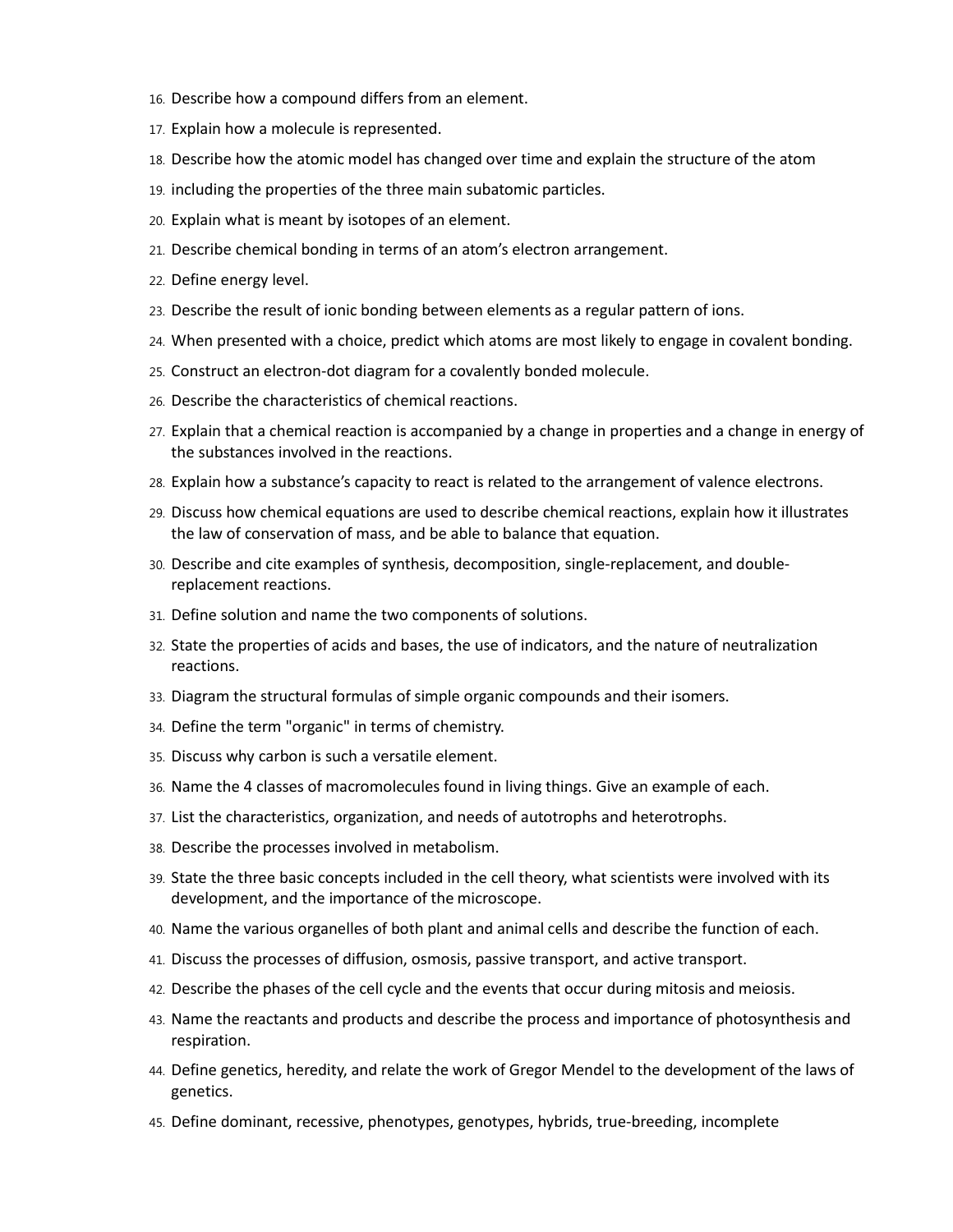16. Describe how a compound differs from an element.
17. Explain how a molecule is represented.
18. Describe how the atomic model has changed over time and explain the structure of the atom
19. including the properties of the three main subatomic particles.
20. Explain what is meant by isotopes of an element.
21. Describe chemical bonding in terms of an atom's electron arrangement.
22. Define energy level.
23. Describe the result of ionic bonding between elements as a regular pattern of ions.
24. When presented with a choice, predict which atoms are most likely to engage in covalent bonding.
25. Construct an electron-dot diagram for a covalently bonded molecule.
26. Describe the characteristics of chemical reactions.
27. Explain that a chemical reaction is accompanied by a change in properties and a change in energy of the substances involved in the reactions.
28. Explain how a substance's capacity to react is related to the arrangement of valence electrons.
29. Discuss how chemical equations are used to describe chemical reactions, explain how it illustrates the law of conservation of mass, and be able to balance that equation.
30. Describe and cite examples of synthesis, decomposition, single-replacement, and double-replacement reactions.
31. Define solution and name the two components of solutions.
32. State the properties of acids and bases, the use of indicators, and the nature of neutralization reactions.
33. Diagram the structural formulas of simple organic compounds and their isomers.
34. Define the term "organic" in terms of chemistry.
35. Discuss why carbon is such a versatile element.
36. Name the 4 classes of macromolecules found in living things. Give an example of each.
37. List the characteristics, organization, and needs of autotrophs and heterotrophs.
38. Describe the processes involved in metabolism.
39. State the three basic concepts included in the cell theory, what scientists were involved with its development, and the importance of the microscope.
40. Name the various organelles of both plant and animal cells and describe the function of each.
41. Discuss the processes of diffusion, osmosis, passive transport, and active transport.
42. Describe the phases of the cell cycle and the events that occur during mitosis and meiosis.
43. Name the reactants and products and describe the process and importance of photosynthesis and respiration.
44. Define genetics, heredity, and relate the work of Gregor Mendel to the development of the laws of genetics.
45. Define dominant, recessive, phenotypes, genotypes, hybrids, true-breeding, incomplete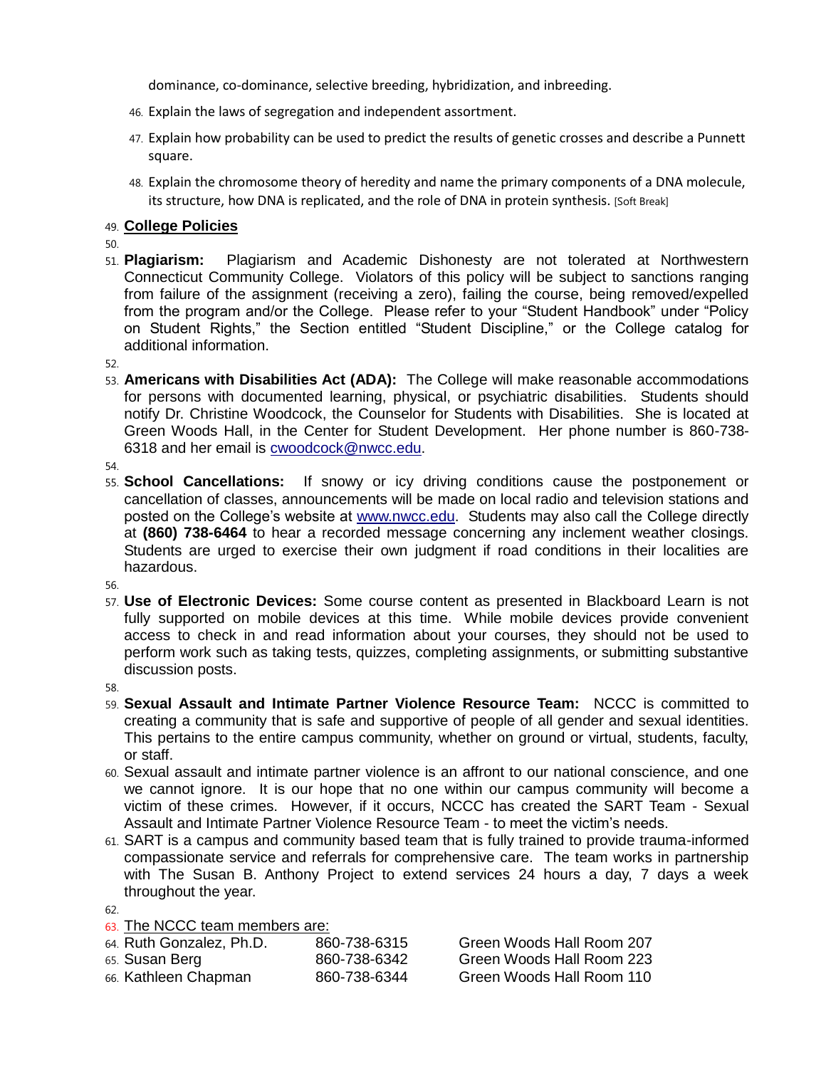dominance, co-dominance, selective breeding, hybridization, and inbreeding.

46. Explain the laws of segregation and independent assortment.

47. Explain how probability can be used to predict the results of genetic crosses and describe a Punnett square.

48. Explain the chromosome theory of heredity and name the primary components of a DNA molecule, its structure, how DNA is replicated, and the role of DNA in protein synthesis. [Soft Break]

## College Policies

**Plagiarism:** Plagiarism and Academic Dishonesty are not tolerated at Northwestern Connecticut Community College. Violators of this policy will be subject to sanctions ranging from failure of the assignment (receiving a zero), failing the course, being removed/expelled from the program and/or the College. Please refer to your "Student Handbook" under "Policy on Student Rights," the Section entitled "Student Discipline," or the College catalog for additional information.

**Americans with Disabilities Act (ADA):** The College will make reasonable accommodations for persons with documented learning, physical, or psychiatric disabilities. Students should notify Dr. Christine Woodcock, the Counselor for Students with Disabilities. She is located at Green Woods Hall, in the Center for Student Development. Her phone number is 860-738-6318 and her email is cwoodcock@nwcc.edu.

**School Cancellations:** If snowy or icy driving conditions cause the postponement or cancellation of classes, announcements will be made on local radio and television stations and posted on the College's website at www.nwcc.edu. Students may also call the College directly at **(860) 738-6464** to hear a recorded message concerning any inclement weather closings. Students are urged to exercise their own judgment if road conditions in their localities are hazardous.

**Use of Electronic Devices:** Some course content as presented in Blackboard Learn is not fully supported on mobile devices at this time. While mobile devices provide convenient access to check in and read information about your courses, they should not be used to perform work such as taking tests, quizzes, completing assignments, or submitting substantive discussion posts.

**Sexual Assault and Intimate Partner Violence Resource Team:** NCCC is committed to creating a community that is safe and supportive of people of all gender and sexual identities. This pertains to the entire campus community, whether on ground or virtual, students, faculty, or staff.

Sexual assault and intimate partner violence is an affront to our national conscience, and one we cannot ignore. It is our hope that no one within our campus community will become a victim of these crimes. However, if it occurs, NCCC has created the SART Team - Sexual Assault and Intimate Partner Violence Resource Team - to meet the victim's needs.

SART is a campus and community based team that is fully trained to provide trauma-informed compassionate service and referrals for comprehensive care. The team works in partnership with The Susan B. Anthony Project to extend services 24 hours a day, 7 days a week throughout the year.

The NCCC team members are:

| Name | Phone | Location |
|---|---|---|
| Ruth Gonzalez, Ph.D. | 860-738-6315 | Green Woods Hall Room 207 |
| Susan Berg | 860-738-6342 | Green Woods Hall Room 223 |
| Kathleen Chapman | 860-738-6344 | Green Woods Hall Room 110 |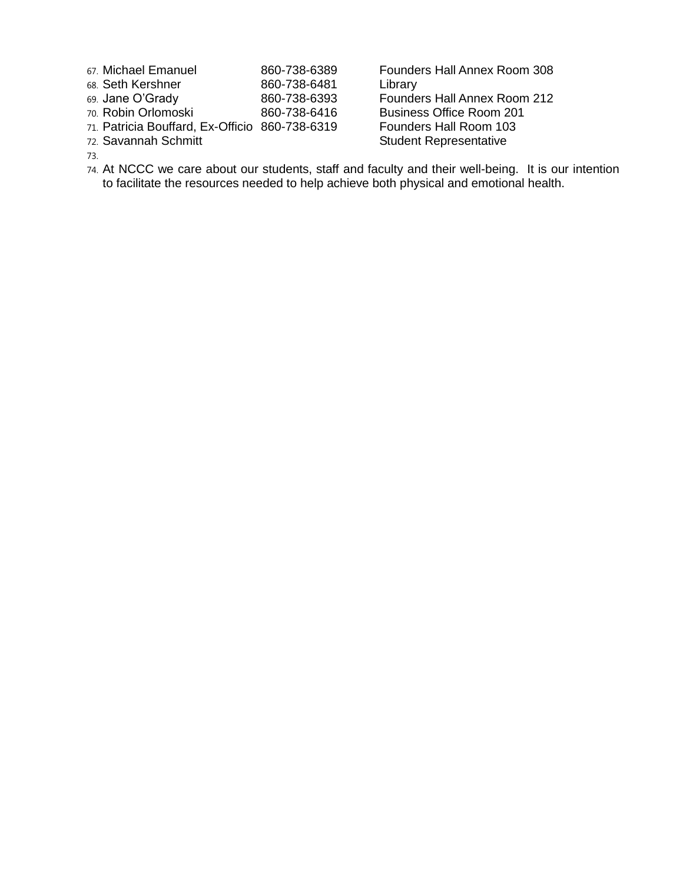| | | |
|---|---|---|
| Michael Emanuel | 860-738-6389 | Founders Hall Annex Room 308 |
| Seth Kershner | 860-738-6481 | Library |
| Jane O'Grady | 860-738-6393 | Founders Hall Annex Room 212 |
| Robin Orlomoski | 860-738-6416 | Business Office Room 201 |
| Patricia Bouffard, Ex-Officio | 860-738-6319 | Founders Hall Room 103 |
| Savannah Schmitt | | Student Representative |

At NCCC we care about our students, staff and faculty and their well-being. It is our intention to facilitate the resources needed to help achieve both physical and emotional health.